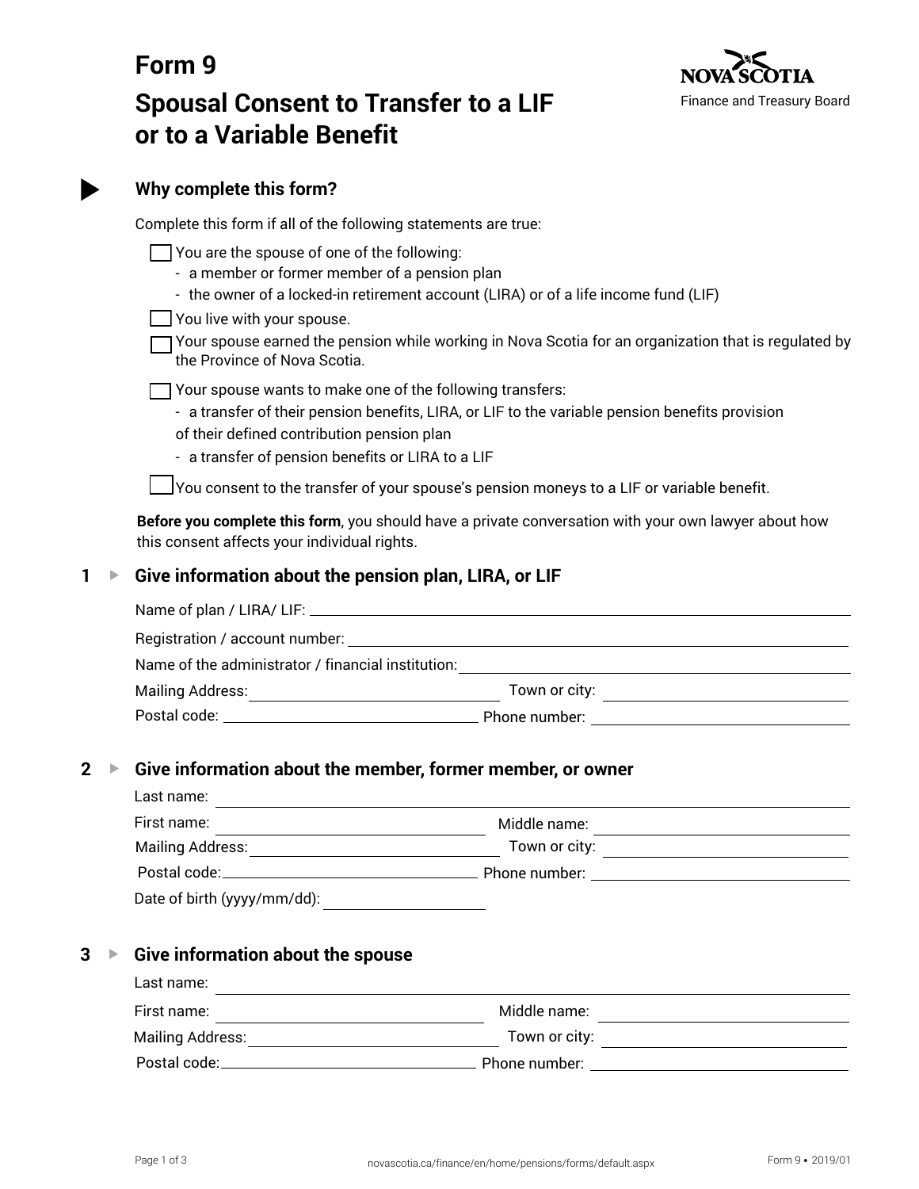# Form 9

# Spousal Consent to Transfer to a LIF or to a Variable Benefit

NOVA SCOTIA
Finance and Treasury Board

## Why complete this form?

Complete this form if all of the following statements are true:

- [ ] You are the spouse of one of the following:
  - a member or former member of a pension plan
  - the owner of a locked-in retirement account (LIRA) or of a life income fund (LIF)
- [ ] You live with your spouse.
- [ ] Your spouse earned the pension while working in Nova Scotia for an organization that is regulated by the Province of Nova Scotia.
- [ ] Your spouse wants to make one of the following transfers:
  - a transfer of their pension benefits, LIRA, or LIF to the variable pension benefits provision of their defined contribution pension plan
  - a transfer of pension benefits or LIRA to a LIF
- [ ] You consent to the transfer of your spouse's pension moneys to a LIF or variable benefit.

**Before you complete this form**, you should have a private conversation with your own lawyer about how this consent affects your individual rights.

## 1 Give information about the pension plan, LIRA, or LIF

Name of plan / LIRA/ LIF: ______________________

Registration / account number: ______________________

Name of the administrator / financial institution: ______________________

Mailing Address: ______________________ Town or city: ______________________

Postal code: ______________________ Phone number: ______________________

## 2 Give information about the member, former member, or owner

Last name: ______________________

First name: ______________________ Middle name: ______________________

Mailing Address: ______________________ Town or city: ______________________

Postal code: ______________________ Phone number: ______________________

Date of birth (yyyy/mm/dd): ______________________

## 3 Give information about the spouse

Last name: ______________________

First name: ______________________ Middle name: ______________________

Mailing Address: ______________________ Town or city: ______________________

Postal code: ______________________ Phone number: ______________________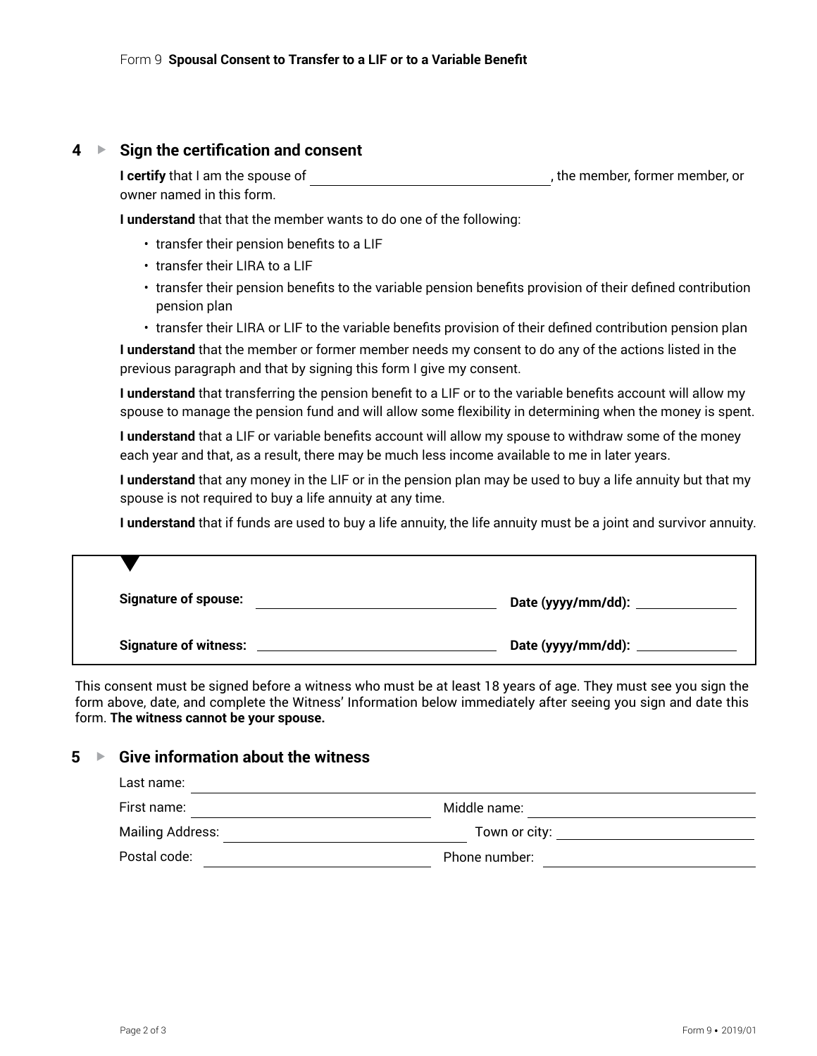Form 9 **Spousal Consent to Transfer to a LIF or to a Variable Benefit**

## 4 ▸ Sign the certification and consent

**I certify** that I am the spouse of ______________________________, the member, former member, or owner named in this form.

**I understand** that that the member wants to do one of the following:

- transfer their pension benefits to a LIF
- transfer their LIRA to a LIF
- transfer their pension benefits to the variable pension benefits provision of their defined contribution pension plan
- transfer their LIRA or LIF to the variable benefits provision of their defined contribution pension plan

**I understand** that the member or former member needs my consent to do any of the actions listed in the previous paragraph and that by signing this form I give my consent.

**I understand** that transferring the pension benefit to a LIF or to the variable benefits account will allow my spouse to manage the pension fund and will allow some flexibility in determining when the money is spent.

**I understand** that a LIF or variable benefits account will allow my spouse to withdraw some of the money each year and that, as a result, there may be much less income available to me in later years.

**I understand** that any money in the LIF or in the pension plan may be used to buy a life annuity but that my spouse is not required to buy a life annuity at any time.

**I understand** that if funds are used to buy a life annuity, the life annuity must be a joint and survivor annuity.

**Signature of spouse:** ______________________________ **Date (yyyy/mm/dd):** ______________

**Signature of witness:** ______________________________ **Date (yyyy/mm/dd):** ______________

This consent must be signed before a witness who must be at least 18 years of age. They must see you sign the form above, date, and complete the Witness' Information below immediately after seeing you sign and date this form. **The witness cannot be your spouse.**

## 5 ▸ Give information about the witness

Last name: ______________________________

First name: ______________________________ Middle name: ______________________________

Mailing Address: ______________________________ Town or city: ______________________________

Postal code: ______________________________ Phone number: ______________________________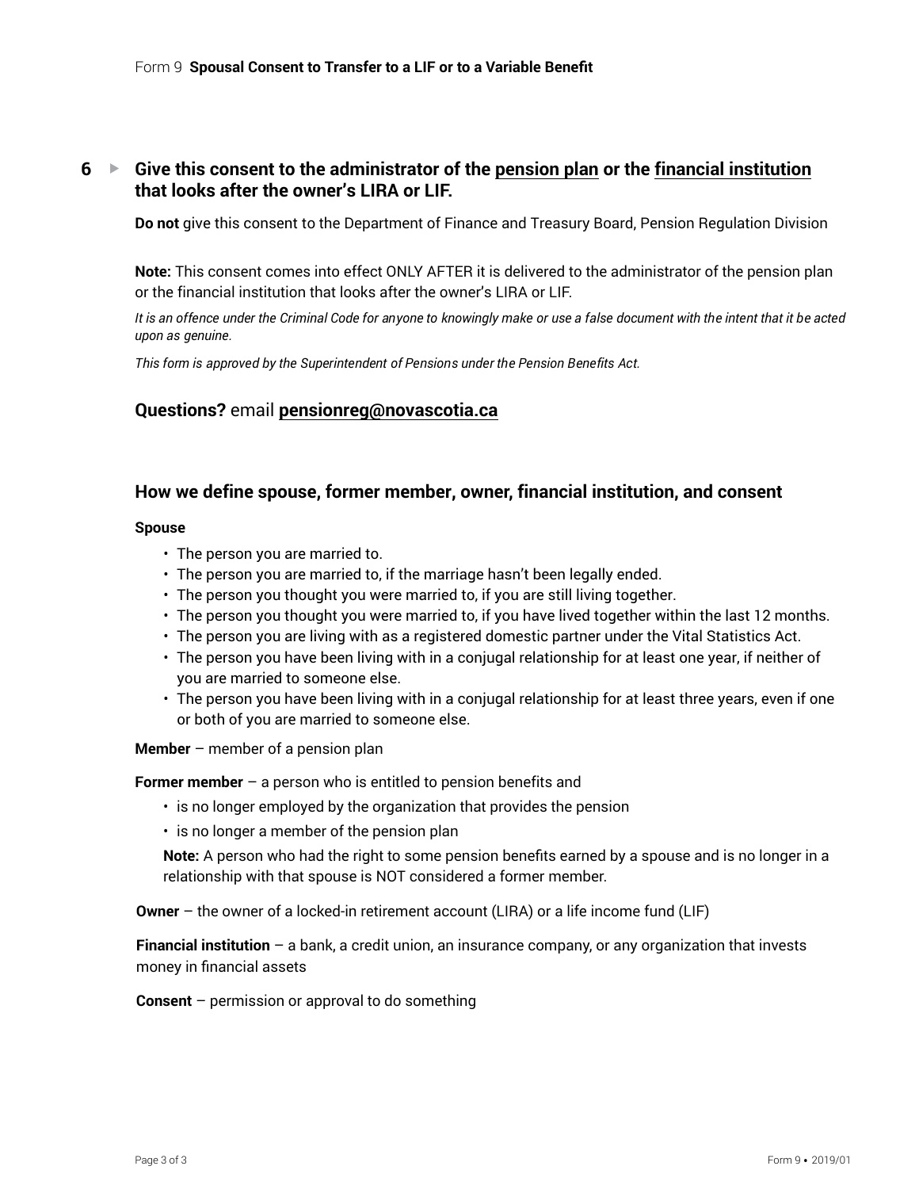## 6 ▸ Give this consent to the administrator of the pension plan or the financial institution that looks after the owner's LIRA or LIF.

**Do not** give this consent to the Department of Finance and Treasury Board, Pension Regulation Division

**Note:** This consent comes into effect ONLY AFTER it is delivered to the administrator of the pension plan or the financial institution that looks after the owner's LIRA or LIF.

*It is an offence under the Criminal Code for anyone to knowingly make or use a false document with the intent that it be acted upon as genuine.*

*This form is approved by the Superintendent of Pensions under the Pension Benefits Act.*

### **Questions?** email **pensionreg@novascotia.ca**

### How we define spouse, former member, owner, financial institution, and consent

**Spouse**

- The person you are married to.
- The person you are married to, if the marriage hasn't been legally ended.
- The person you thought you were married to, if you are still living together.
- The person you thought you were married to, if you have lived together within the last 12 months.
- The person you are living with as a registered domestic partner under the Vital Statistics Act.
- The person you have been living with in a conjugal relationship for at least one year, if neither of you are married to someone else.
- The person you have been living with in a conjugal relationship for at least three years, even if one or both of you are married to someone else.

**Member** – member of a pension plan

**Former member** – a person who is entitled to pension benefits and

- is no longer employed by the organization that provides the pension
- is no longer a member of the pension plan

  **Note:** A person who had the right to some pension benefits earned by a spouse and is no longer in a relationship with that spouse is NOT considered a former member.

**Owner** – the owner of a locked-in retirement account (LIRA) or a life income fund (LIF)

**Financial institution** – a bank, a credit union, an insurance company, or any organization that invests money in financial assets

**Consent** – permission or approval to do something